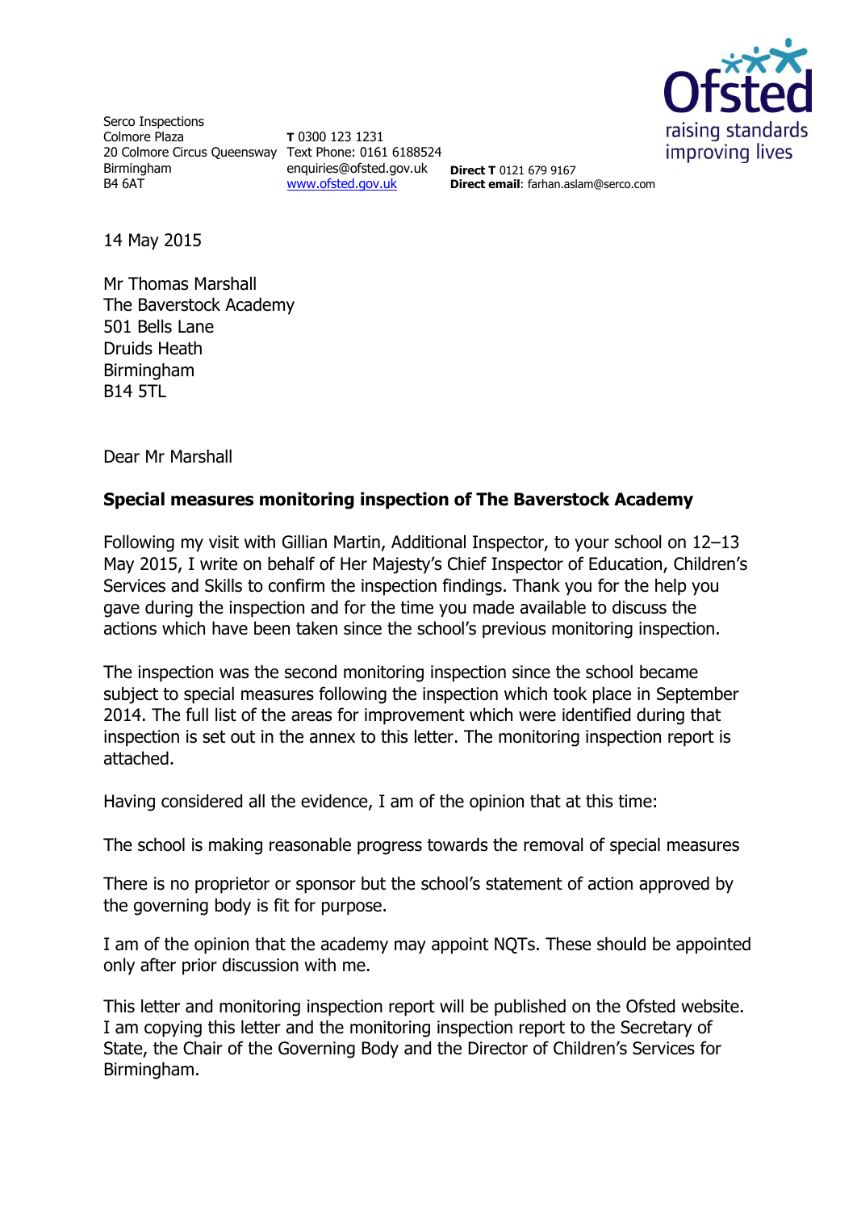Serco Inspections
Colmore Plaza
20 Colmore Circus Queensway
Birmingham
B4 6AT

**T** 0300 123 1231
Text Phone: 0161 6188524
enquiries@ofsted.gov.uk
www.ofsted.gov.uk

**Direct T** 0121 679 9167
**Direct email**: farhan.aslam@serco.com

14 May 2015

Mr Thomas Marshall
The Baverstock Academy
501 Bells Lane
Druids Heath
Birmingham
B14 5TL

Dear Mr Marshall

**Special measures monitoring inspection of The Baverstock Academy**

Following my visit with Gillian Martin, Additional Inspector, to your school on 12–13 May 2015, I write on behalf of Her Majesty's Chief Inspector of Education, Children's Services and Skills to confirm the inspection findings. Thank you for the help you gave during the inspection and for the time you made available to discuss the actions which have been taken since the school's previous monitoring inspection.

The inspection was the second monitoring inspection since the school became subject to special measures following the inspection which took place in September 2014. The full list of the areas for improvement which were identified during that inspection is set out in the annex to this letter. The monitoring inspection report is attached.

Having considered all the evidence, I am of the opinion that at this time:

The school is making reasonable progress towards the removal of special measures

There is no proprietor or sponsor but the school's statement of action approved by the governing body is fit for purpose.

I am of the opinion that the academy may appoint NQTs. These should be appointed only after prior discussion with me.

This letter and monitoring inspection report will be published on the Ofsted website. I am copying this letter and the monitoring inspection report to the Secretary of State, the Chair of the Governing Body and the Director of Children's Services for Birmingham.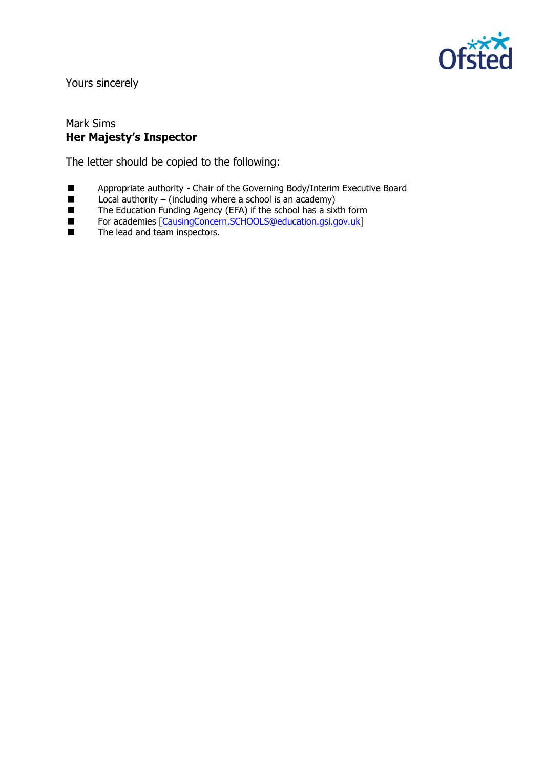Yours sincerely

Mark Sims
**Her Majesty's Inspector**

The letter should be copied to the following:

- Appropriate authority - Chair of the Governing Body/Interim Executive Board
- Local authority – (including where a school is an academy)
- The Education Funding Agency (EFA) if the school has a sixth form
- For academies [CausingConcern.SCHOOLS@education.gsi.gov.uk]
- The lead and team inspectors.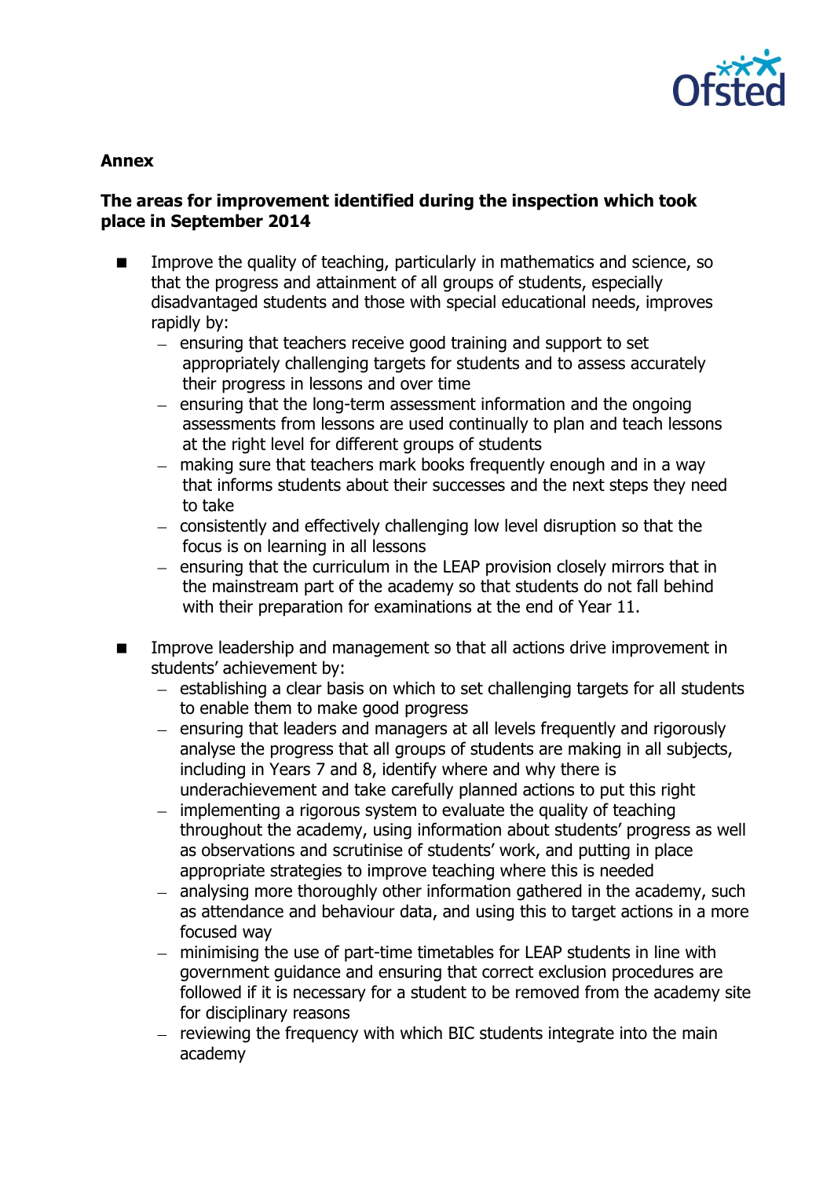**Annex**

**The areas for improvement identified during the inspection which took place in September 2014**

- Improve the quality of teaching, particularly in mathematics and science, so that the progress and attainment of all groups of students, especially disadvantaged students and those with special educational needs, improves rapidly by:
  - ensuring that teachers receive good training and support to set appropriately challenging targets for students and to assess accurately their progress in lessons and over time
  - ensuring that the long-term assessment information and the ongoing assessments from lessons are used continually to plan and teach lessons at the right level for different groups of students
  - making sure that teachers mark books frequently enough and in a way that informs students about their successes and the next steps they need to take
  - consistently and effectively challenging low level disruption so that the focus is on learning in all lessons
  - ensuring that the curriculum in the LEAP provision closely mirrors that in the mainstream part of the academy so that students do not fall behind with their preparation for examinations at the end of Year 11.

- Improve leadership and management so that all actions drive improvement in students' achievement by:
  - establishing a clear basis on which to set challenging targets for all students to enable them to make good progress
  - ensuring that leaders and managers at all levels frequently and rigorously analyse the progress that all groups of students are making in all subjects, including in Years 7 and 8, identify where and why there is underachievement and take carefully planned actions to put this right
  - implementing a rigorous system to evaluate the quality of teaching throughout the academy, using information about students' progress as well as observations and scrutinise of students' work, and putting in place appropriate strategies to improve teaching where this is needed
  - analysing more thoroughly other information gathered in the academy, such as attendance and behaviour data, and using this to target actions in a more focused way
  - minimising the use of part-time timetables for LEAP students in line with government guidance and ensuring that correct exclusion procedures are followed if it is necessary for a student to be removed from the academy site for disciplinary reasons
  - reviewing the frequency with which BIC students integrate into the main academy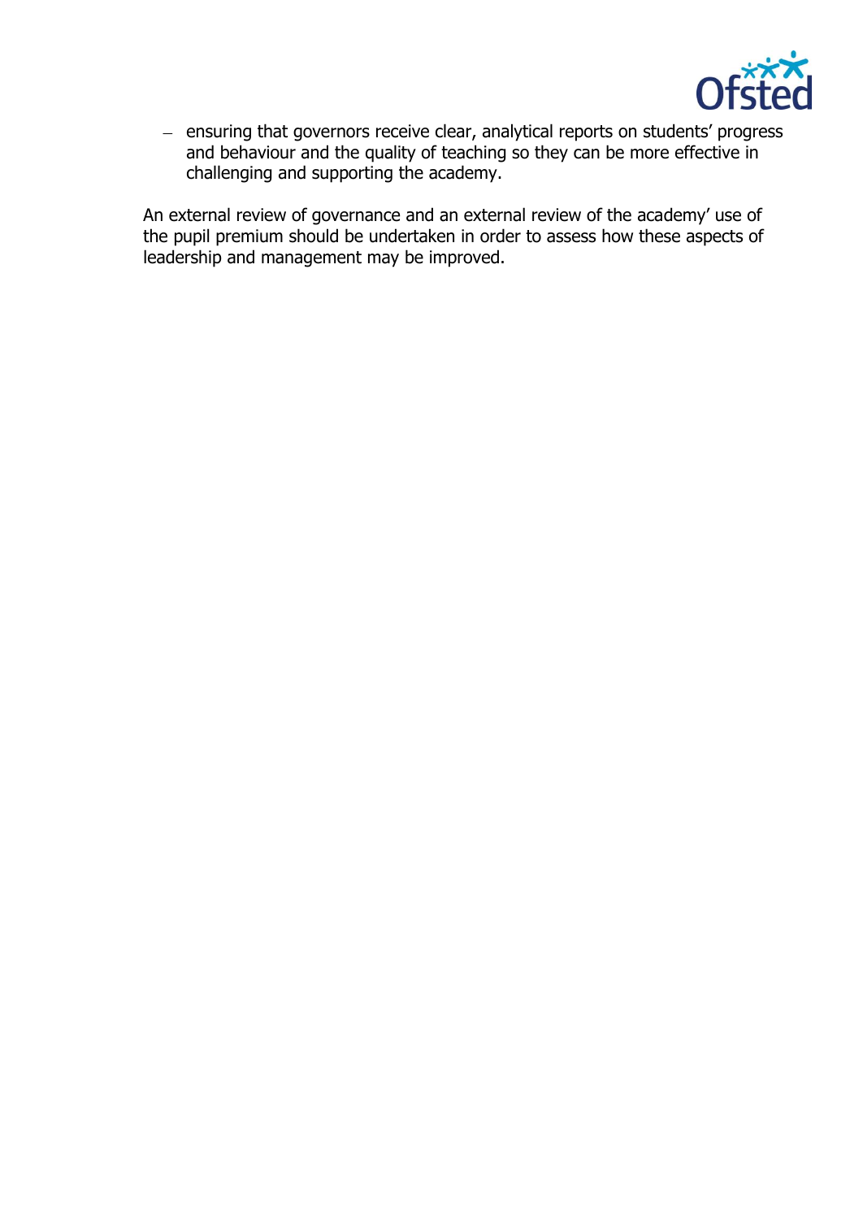- ensuring that governors receive clear, analytical reports on students' progress and behaviour and the quality of teaching so they can be more effective in challenging and supporting the academy.

An external review of governance and an external review of the academy' use of the pupil premium should be undertaken in order to assess how these aspects of leadership and management may be improved.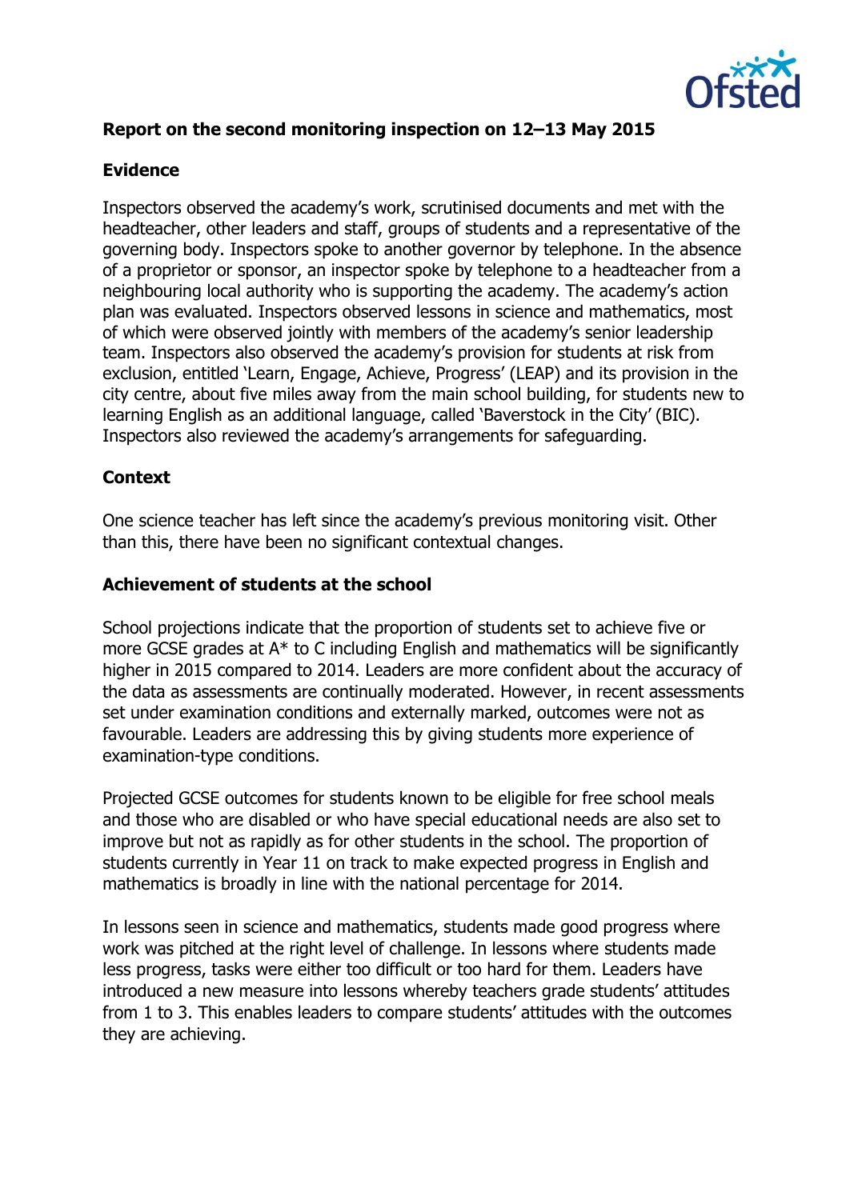## Report on the second monitoring inspection on 12–13 May 2015

### Evidence

Inspectors observed the academy's work, scrutinised documents and met with the headteacher, other leaders and staff, groups of students and a representative of the governing body. Inspectors spoke to another governor by telephone. In the absence of a proprietor or sponsor, an inspector spoke by telephone to a headteacher from a neighbouring local authority who is supporting the academy. The academy's action plan was evaluated. Inspectors observed lessons in science and mathematics, most of which were observed jointly with members of the academy's senior leadership team. Inspectors also observed the academy's provision for students at risk from exclusion, entitled 'Learn, Engage, Achieve, Progress' (LEAP) and its provision in the city centre, about five miles away from the main school building, for students new to learning English as an additional language, called 'Baverstock in the City' (BIC). Inspectors also reviewed the academy's arrangements for safeguarding.

### Context

One science teacher has left since the academy's previous monitoring visit. Other than this, there have been no significant contextual changes.

### Achievement of students at the school

School projections indicate that the proportion of students set to achieve five or more GCSE grades at A* to C including English and mathematics will be significantly higher in 2015 compared to 2014. Leaders are more confident about the accuracy of the data as assessments are continually moderated. However, in recent assessments set under examination conditions and externally marked, outcomes were not as favourable. Leaders are addressing this by giving students more experience of examination-type conditions.

Projected GCSE outcomes for students known to be eligible for free school meals and those who are disabled or who have special educational needs are also set to improve but not as rapidly as for other students in the school. The proportion of students currently in Year 11 on track to make expected progress in English and mathematics is broadly in line with the national percentage for 2014.

In lessons seen in science and mathematics, students made good progress where work was pitched at the right level of challenge. In lessons where students made less progress, tasks were either too difficult or too hard for them. Leaders have introduced a new measure into lessons whereby teachers grade students' attitudes from 1 to 3. This enables leaders to compare students' attitudes with the outcomes they are achieving.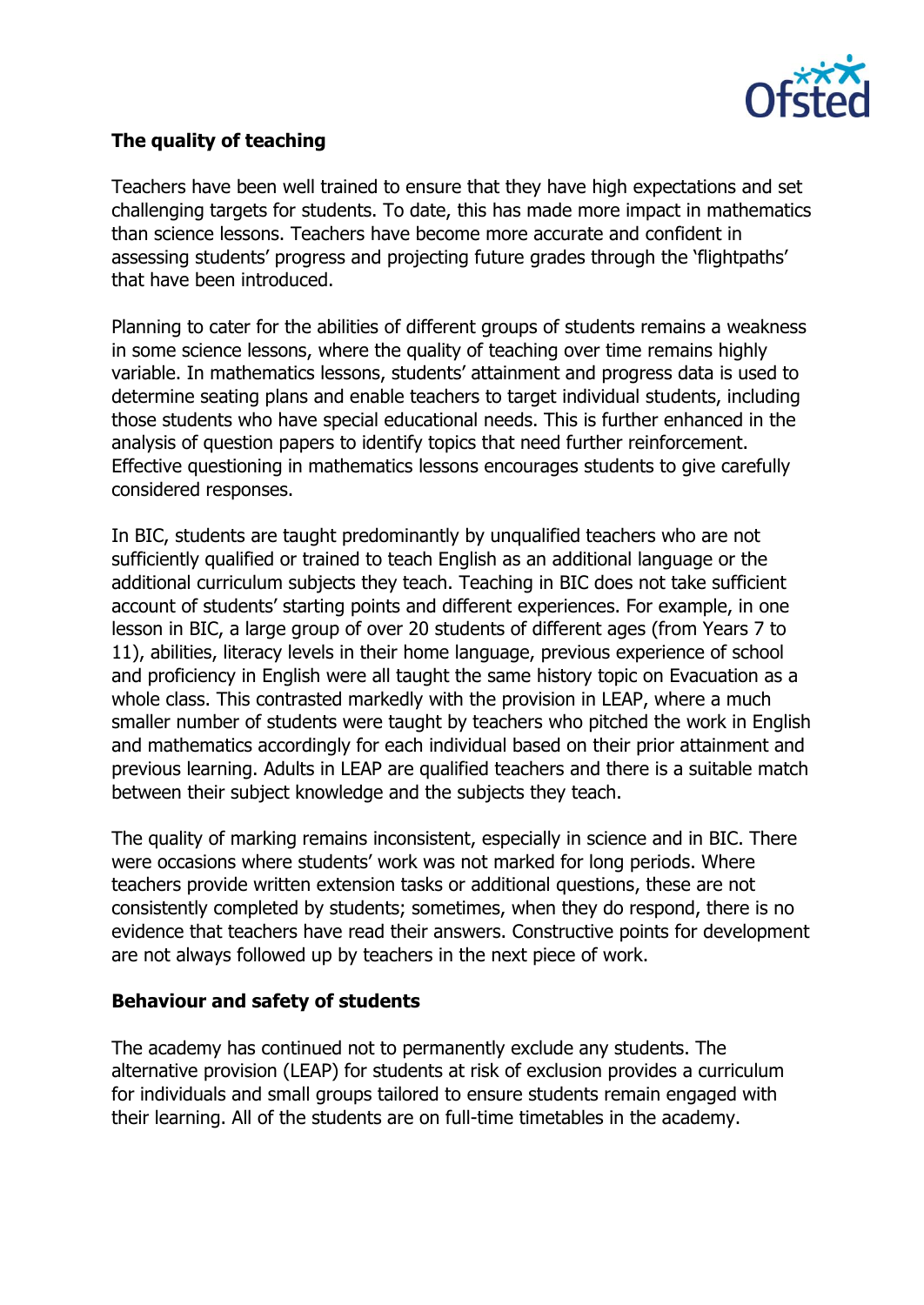## The quality of teaching

Teachers have been well trained to ensure that they have high expectations and set challenging targets for students. To date, this has made more impact in mathematics than science lessons. Teachers have become more accurate and confident in assessing students' progress and projecting future grades through the 'flightpaths' that have been introduced.

Planning to cater for the abilities of different groups of students remains a weakness in some science lessons, where the quality of teaching over time remains highly variable. In mathematics lessons, students' attainment and progress data is used to determine seating plans and enable teachers to target individual students, including those students who have special educational needs. This is further enhanced in the analysis of question papers to identify topics that need further reinforcement. Effective questioning in mathematics lessons encourages students to give carefully considered responses.

In BIC, students are taught predominantly by unqualified teachers who are not sufficiently qualified or trained to teach English as an additional language or the additional curriculum subjects they teach. Teaching in BIC does not take sufficient account of students' starting points and different experiences. For example, in one lesson in BIC, a large group of over 20 students of different ages (from Years 7 to 11), abilities, literacy levels in their home language, previous experience of school and proficiency in English were all taught the same history topic on Evacuation as a whole class. This contrasted markedly with the provision in LEAP, where a much smaller number of students were taught by teachers who pitched the work in English and mathematics accordingly for each individual based on their prior attainment and previous learning. Adults in LEAP are qualified teachers and there is a suitable match between their subject knowledge and the subjects they teach.

The quality of marking remains inconsistent, especially in science and in BIC. There were occasions where students' work was not marked for long periods. Where teachers provide written extension tasks or additional questions, these are not consistently completed by students; sometimes, when they do respond, there is no evidence that teachers have read their answers. Constructive points for development are not always followed up by teachers in the next piece of work.

## Behaviour and safety of students

The academy has continued not to permanently exclude any students. The alternative provision (LEAP) for students at risk of exclusion provides a curriculum for individuals and small groups tailored to ensure students remain engaged with their learning. All of the students are on full-time timetables in the academy.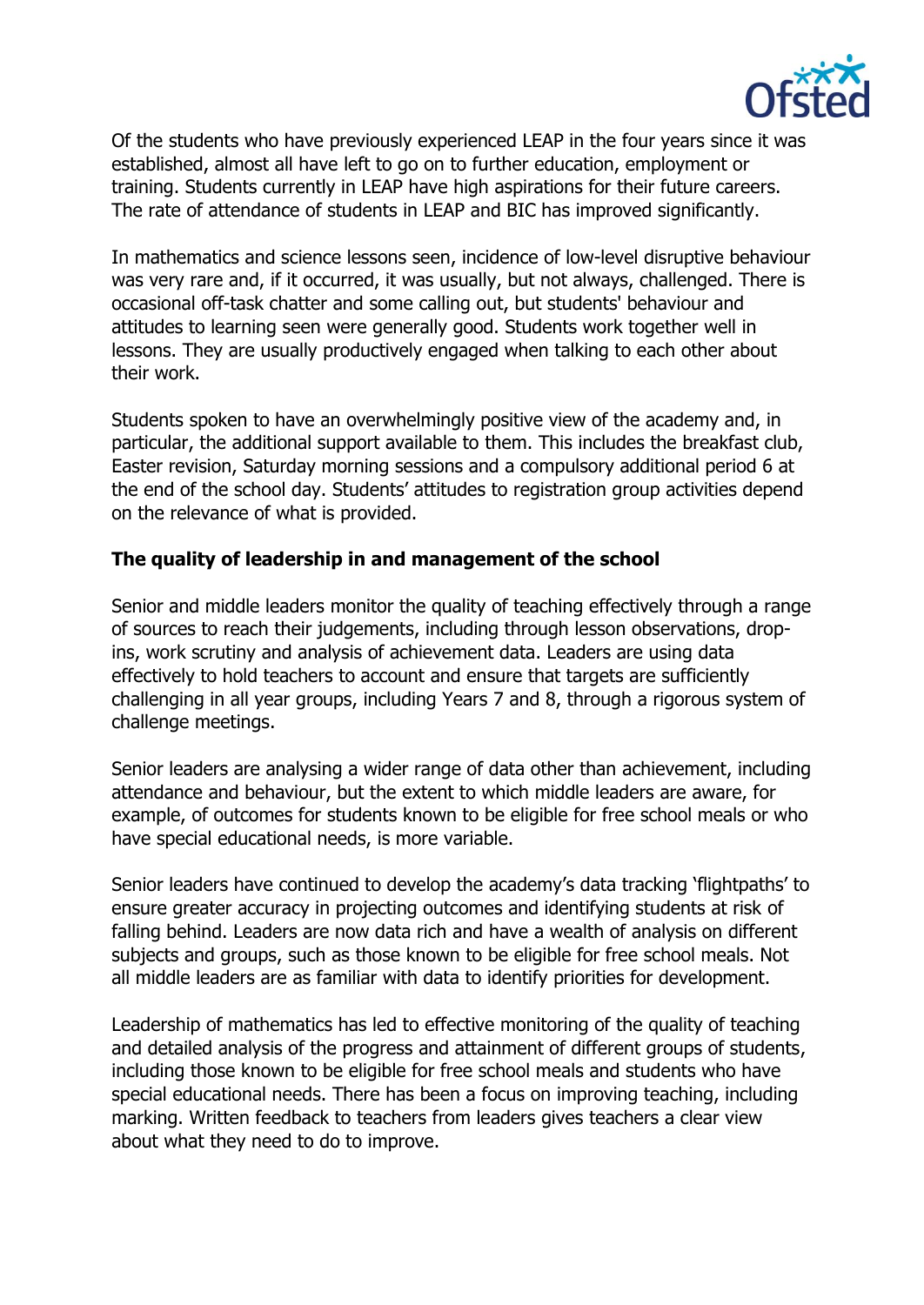Of the students who have previously experienced LEAP in the four years since it was established, almost all have left to go on to further education, employment or training. Students currently in LEAP have high aspirations for their future careers. The rate of attendance of students in LEAP and BIC has improved significantly.

In mathematics and science lessons seen, incidence of low-level disruptive behaviour was very rare and, if it occurred, it was usually, but not always, challenged. There is occasional off-task chatter and some calling out, but students' behaviour and attitudes to learning seen were generally good. Students work together well in lessons. They are usually productively engaged when talking to each other about their work.

Students spoken to have an overwhelmingly positive view of the academy and, in particular, the additional support available to them. This includes the breakfast club, Easter revision, Saturday morning sessions and a compulsory additional period 6 at the end of the school day. Students' attitudes to registration group activities depend on the relevance of what is provided.

**The quality of leadership in and management of the school**

Senior and middle leaders monitor the quality of teaching effectively through a range of sources to reach their judgements, including through lesson observations, drop-ins, work scrutiny and analysis of achievement data. Leaders are using data effectively to hold teachers to account and ensure that targets are sufficiently challenging in all year groups, including Years 7 and 8, through a rigorous system of challenge meetings.

Senior leaders are analysing a wider range of data other than achievement, including attendance and behaviour, but the extent to which middle leaders are aware, for example, of outcomes for students known to be eligible for free school meals or who have special educational needs, is more variable.

Senior leaders have continued to develop the academy's data tracking 'flightpaths' to ensure greater accuracy in projecting outcomes and identifying students at risk of falling behind. Leaders are now data rich and have a wealth of analysis on different subjects and groups, such as those known to be eligible for free school meals. Not all middle leaders are as familiar with data to identify priorities for development.

Leadership of mathematics has led to effective monitoring of the quality of teaching and detailed analysis of the progress and attainment of different groups of students, including those known to be eligible for free school meals and students who have special educational needs. There has been a focus on improving teaching, including marking. Written feedback to teachers from leaders gives teachers a clear view about what they need to do to improve.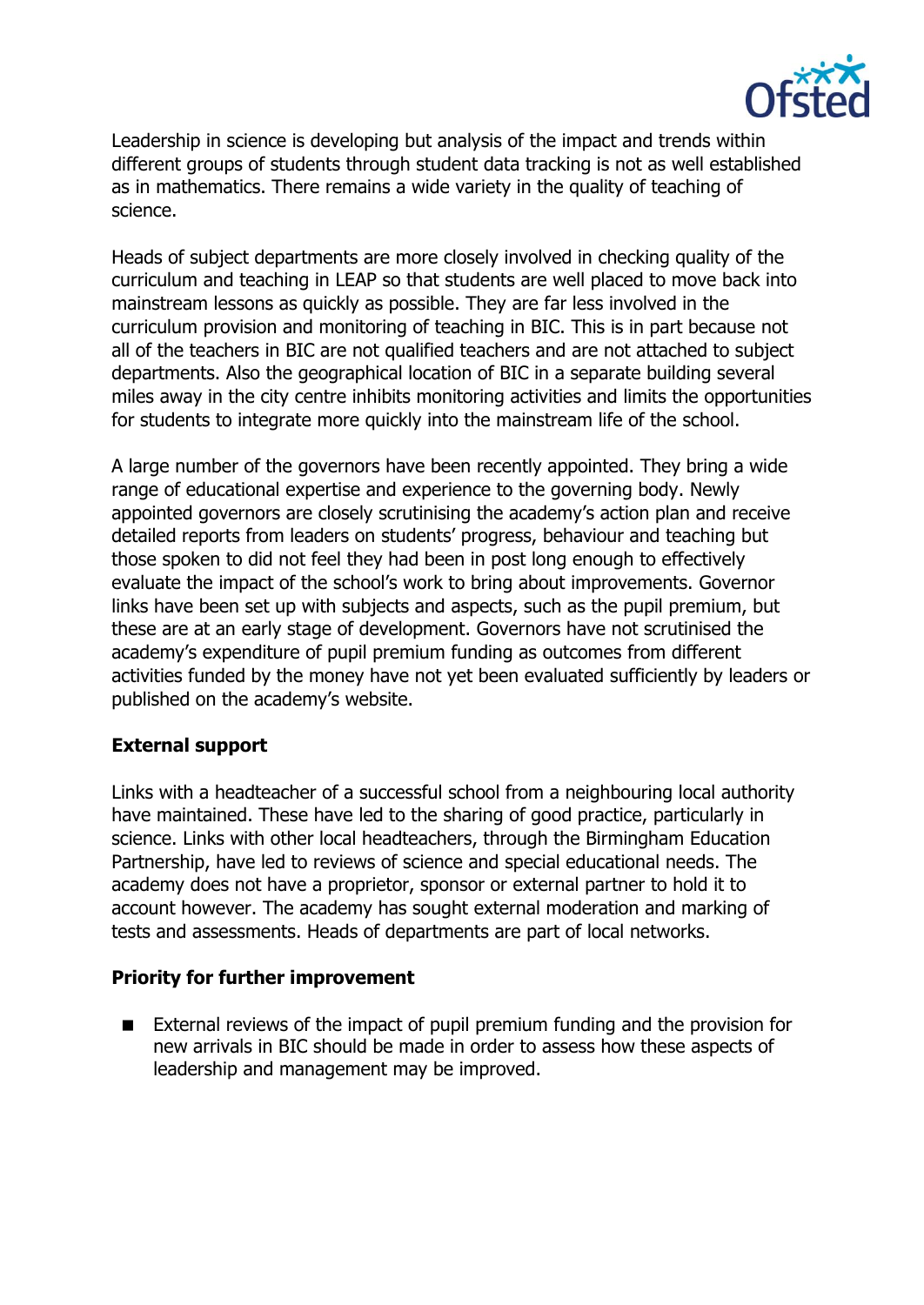Leadership in science is developing but analysis of the impact and trends within different groups of students through student data tracking is not as well established as in mathematics. There remains a wide variety in the quality of teaching of science.

Heads of subject departments are more closely involved in checking quality of the curriculum and teaching in LEAP so that students are well placed to move back into mainstream lessons as quickly as possible. They are far less involved in the curriculum provision and monitoring of teaching in BIC. This is in part because not all of the teachers in BIC are not qualified teachers and are not attached to subject departments. Also the geographical location of BIC in a separate building several miles away in the city centre inhibits monitoring activities and limits the opportunities for students to integrate more quickly into the mainstream life of the school.

A large number of the governors have been recently appointed. They bring a wide range of educational expertise and experience to the governing body. Newly appointed governors are closely scrutinising the academy's action plan and receive detailed reports from leaders on students' progress, behaviour and teaching but those spoken to did not feel they had been in post long enough to effectively evaluate the impact of the school's work to bring about improvements. Governor links have been set up with subjects and aspects, such as the pupil premium, but these are at an early stage of development. Governors have not scrutinised the academy's expenditure of pupil premium funding as outcomes from different activities funded by the money have not yet been evaluated sufficiently by leaders or published on the academy's website.

## External support

Links with a headteacher of a successful school from a neighbouring local authority have maintained. These have led to the sharing of good practice, particularly in science. Links with other local headteachers, through the Birmingham Education Partnership, have led to reviews of science and special educational needs. The academy does not have a proprietor, sponsor or external partner to hold it to account however. The academy has sought external moderation and marking of tests and assessments. Heads of departments are part of local networks.

## Priority for further improvement

- External reviews of the impact of pupil premium funding and the provision for new arrivals in BIC should be made in order to assess how these aspects of leadership and management may be improved.